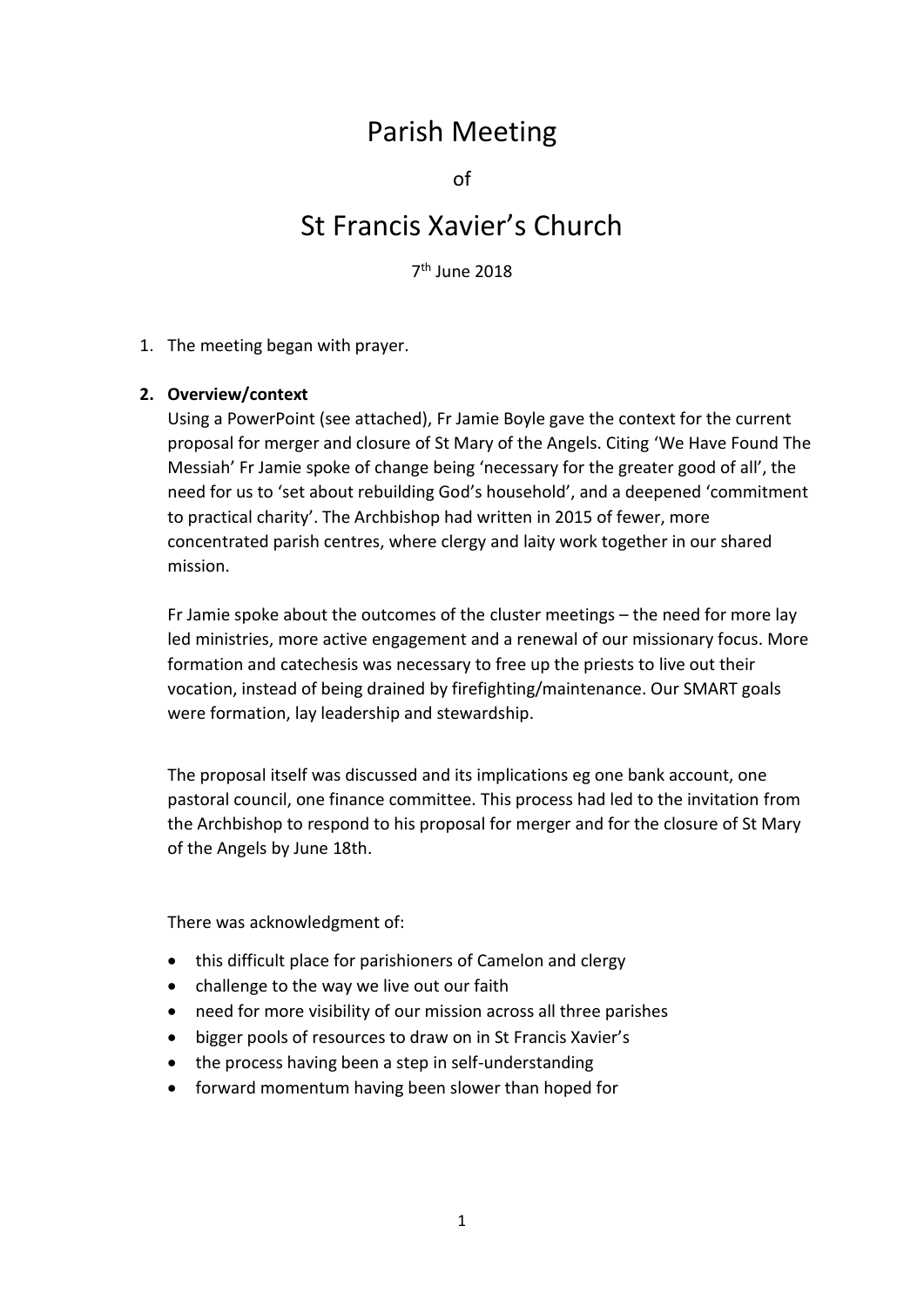# Parish Meeting

of

# St Francis Xavier's Church

7th June 2018

1. The meeting began with prayer.

2. **Overview/context**

   Using a PowerPoint (see attached), Fr Jamie Boyle gave the context for the current proposal for merger and closure of St Mary of the Angels. Citing 'We Have Found The Messiah' Fr Jamie spoke of change being 'necessary for the greater good of all', the need for us to 'set about rebuilding God's household', and a deepened 'commitment to practical charity'. The Archbishop had written in 2015 of fewer, more concentrated parish centres, where clergy and laity work together in our shared mission.

   Fr Jamie spoke about the outcomes of the cluster meetings – the need for more lay led ministries, more active engagement and a renewal of our missionary focus. More formation and catechesis was necessary to free up the priests to live out their vocation, instead of being drained by firefighting/maintenance. Our SMART goals were formation, lay leadership and stewardship.

   The proposal itself was discussed and its implications eg one bank account, one pastoral council, one finance committee. This process had led to the invitation from the Archbishop to respond to his proposal for merger and for the closure of St Mary of the Angels by June 18th.

   There was acknowledgment of:

   - this difficult place for parishioners of Camelon and clergy
   - challenge to the way we live out our faith
   - need for more visibility of our mission across all three parishes
   - bigger pools of resources to draw on in St Francis Xavier's
   - the process having been a step in self-understanding
   - forward momentum having been slower than hoped for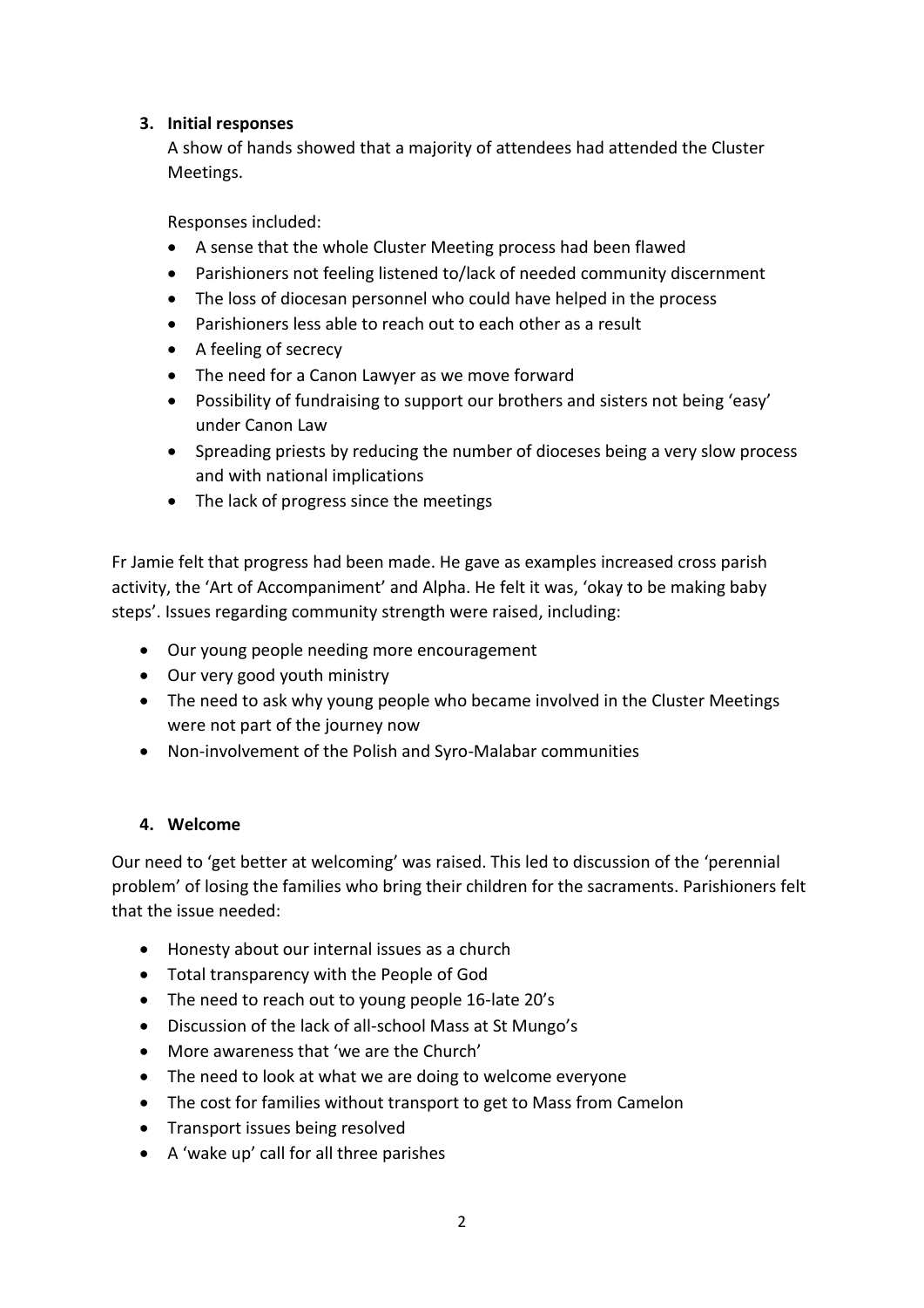3. **Initial responses**

A show of hands showed that a majority of attendees had attended the Cluster Meetings.

Responses included:

- A sense that the whole Cluster Meeting process had been flawed
- Parishioners not feeling listened to/lack of needed community discernment
- The loss of diocesan personnel who could have helped in the process
- Parishioners less able to reach out to each other as a result
- A feeling of secrecy
- The need for a Canon Lawyer as we move forward
- Possibility of fundraising to support our brothers and sisters not being 'easy' under Canon Law
- Spreading priests by reducing the number of dioceses being a very slow process and with national implications
- The lack of progress since the meetings

Fr Jamie felt that progress had been made. He gave as examples increased cross parish activity, the 'Art of Accompaniment' and Alpha. He felt it was, 'okay to be making baby steps'. Issues regarding community strength were raised, including:

- Our young people needing more encouragement
- Our very good youth ministry
- The need to ask why young people who became involved in the Cluster Meetings were not part of the journey now
- Non-involvement of the Polish and Syro-Malabar communities

4. **Welcome**

Our need to 'get better at welcoming' was raised. This led to discussion of the 'perennial problem' of losing the families who bring their children for the sacraments. Parishioners felt that the issue needed:

- Honesty about our internal issues as a church
- Total transparency with the People of God
- The need to reach out to young people 16-late 20's
- Discussion of the lack of all-school Mass at St Mungo's
- More awareness that 'we are the Church'
- The need to look at what we are doing to welcome everyone
- The cost for families without transport to get to Mass from Camelon
- Transport issues being resolved
- A 'wake up' call for all three parishes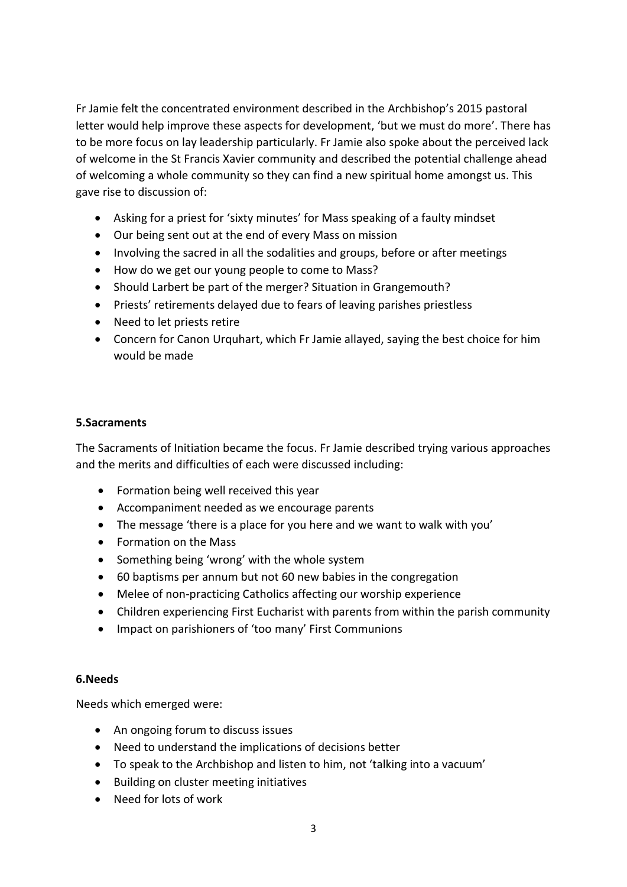Fr Jamie felt the concentrated environment described in the Archbishop's 2015 pastoral letter would help improve these aspects for development, 'but we must do more'. There has to be more focus on lay leadership particularly. Fr Jamie also spoke about the perceived lack of welcome in the St Francis Xavier community and described the potential challenge ahead of welcoming a whole community so they can find a new spiritual home amongst us. This gave rise to discussion of:

- Asking for a priest for 'sixty minutes' for Mass speaking of a faulty mindset
- Our being sent out at the end of every Mass on mission
- Involving the sacred in all the sodalities and groups, before or after meetings
- How do we get our young people to come to Mass?
- Should Larbert be part of the merger? Situation in Grangemouth?
- Priests' retirements delayed due to fears of leaving parishes priestless
- Need to let priests retire
- Concern for Canon Urquhart, which Fr Jamie allayed, saying the best choice for him would be made

**5.Sacraments**

The Sacraments of Initiation became the focus. Fr Jamie described trying various approaches and the merits and difficulties of each were discussed including:

- Formation being well received this year
- Accompaniment needed as we encourage parents
- The message 'there is a place for you here and we want to walk with you'
- Formation on the Mass
- Something being 'wrong' with the whole system
- 60 baptisms per annum but not 60 new babies in the congregation
- Melee of non-practicing Catholics affecting our worship experience
- Children experiencing First Eucharist with parents from within the parish community
- Impact on parishioners of 'too many' First Communions

**6.Needs**

Needs which emerged were:

- An ongoing forum to discuss issues
- Need to understand the implications of decisions better
- To speak to the Archbishop and listen to him, not 'talking into a vacuum'
- Building on cluster meeting initiatives
- Need for lots of work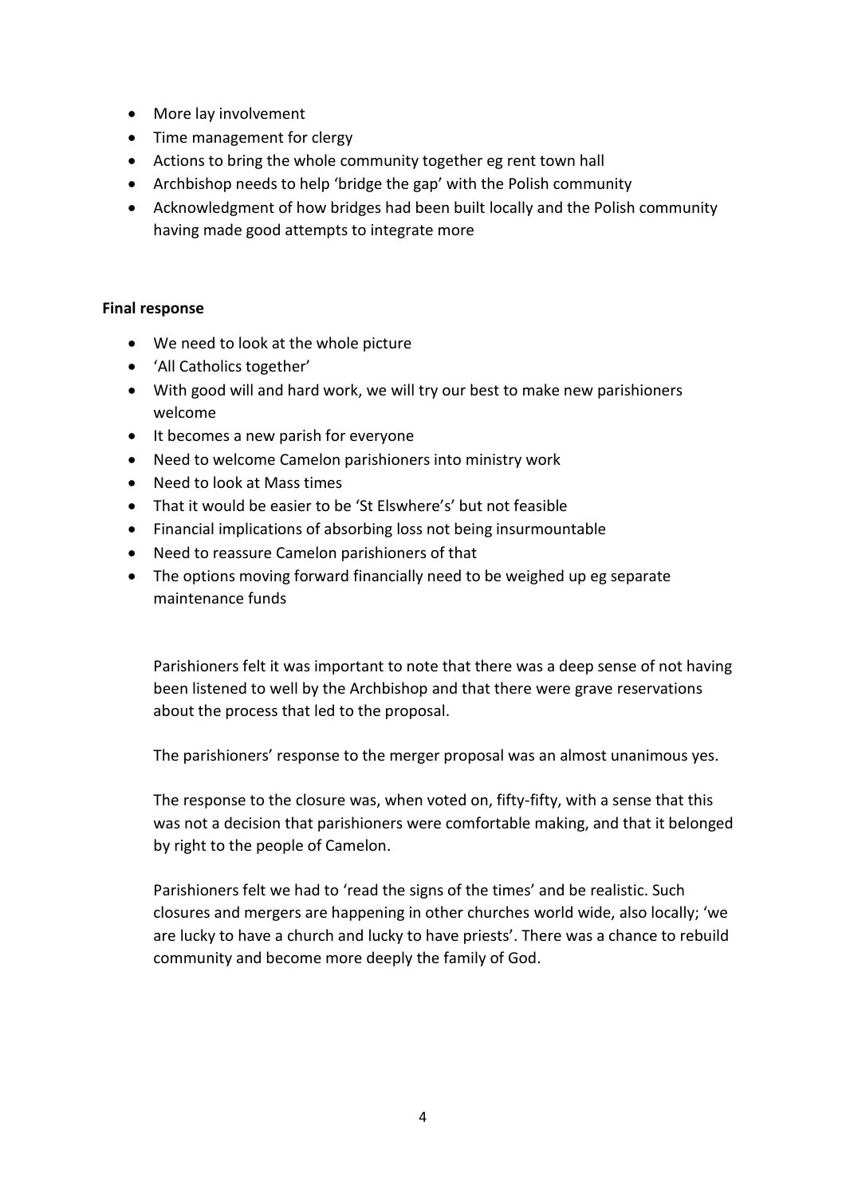- More lay involvement
- Time management for clergy
- Actions to bring the whole community together eg rent town hall
- Archbishop needs to help 'bridge the gap' with the Polish community
- Acknowledgment of how bridges had been built locally and the Polish community having made good attempts to integrate more

**Final response**

- We need to look at the whole picture
- 'All Catholics together'
- With good will and hard work, we will try our best to make new parishioners welcome
- It becomes a new parish for everyone
- Need to welcome Camelon parishioners into ministry work
- Need to look at Mass times
- That it would be easier to be 'St Elswhere's' but not feasible
- Financial implications of absorbing loss not being insurmountable
- Need to reassure Camelon parishioners of that
- The options moving forward financially need to be weighed up eg separate maintenance funds

Parishioners felt it was important to note that there was a deep sense of not having been listened to well by the Archbishop and that there were grave reservations about the process that led to the proposal.

The parishioners' response to the merger proposal was an almost unanimous yes.

The response to the closure was, when voted on, fifty-fifty, with a sense that this was not a decision that parishioners were comfortable making, and that it belonged by right to the people of Camelon.

Parishioners felt we had to 'read the signs of the times' and be realistic. Such closures and mergers are happening in other churches world wide, also locally; 'we are lucky to have a church and lucky to have priests'. There was a chance to rebuild community and become more deeply the family of God.